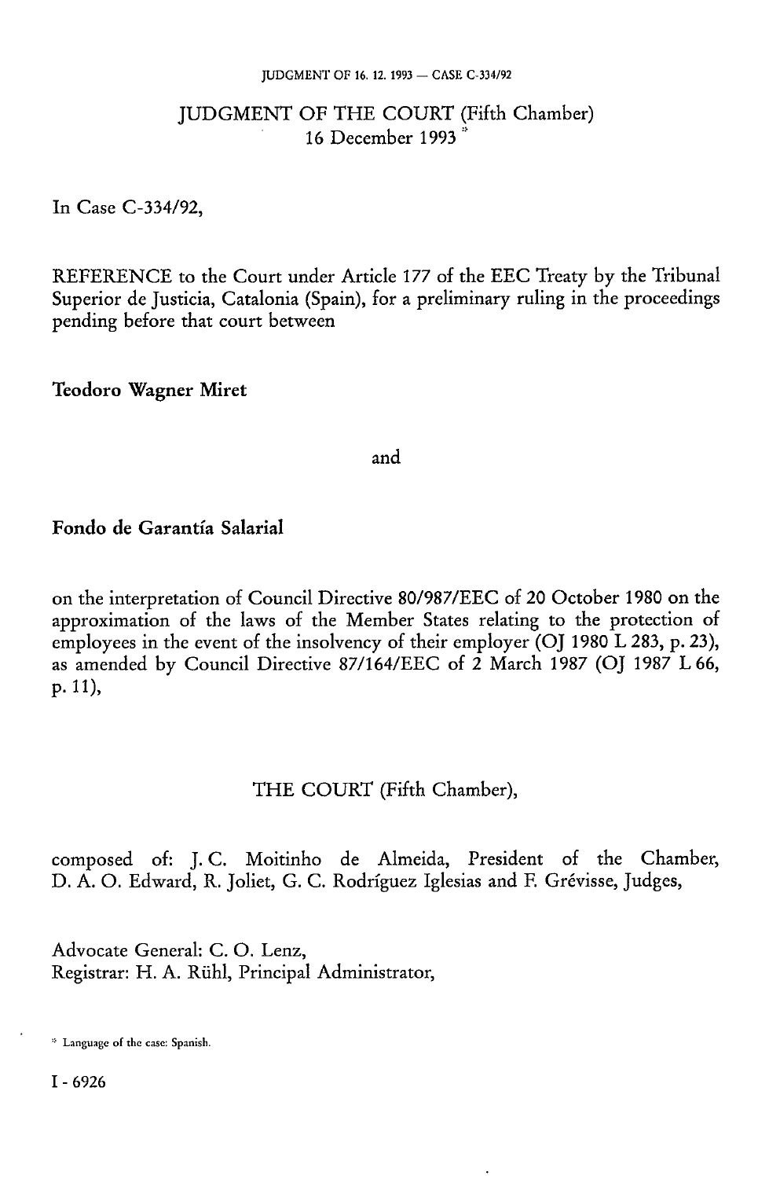# JUDGMENT OF THE COURT (Fifth Chamber)
16 December 1993 *

In Case C-334/92,

REFERENCE to the Court under Article 177 of the EEC Treaty by the Tribunal Superior de Justicia, Catalonia (Spain), for a preliminary ruling in the proceedings pending before that court between

**Teodoro Wagner Miret**

and

**Fondo de Garantía Salarial**

on the interpretation of Council Directive 80/987/EEC of 20 October 1980 on the approximation of the laws of the Member States relating to the protection of employees in the event of the insolvency of their employer (OJ 1980 L 283, p. 23), as amended by Council Directive 87/164/EEC of 2 March 1987 (OJ 1987 L 66, p. 11),

THE COURT (Fifth Chamber),

composed of: J. C. Moitinho de Almeida, President of the Chamber, D. A. O. Edward, R. Joliet, G. C. Rodríguez Iglesias and F. Grévisse, Judges,

Advocate General: C. O. Lenz,
Registrar: H. A. Rühl, Principal Administrator,

* Language of the case: Spanish.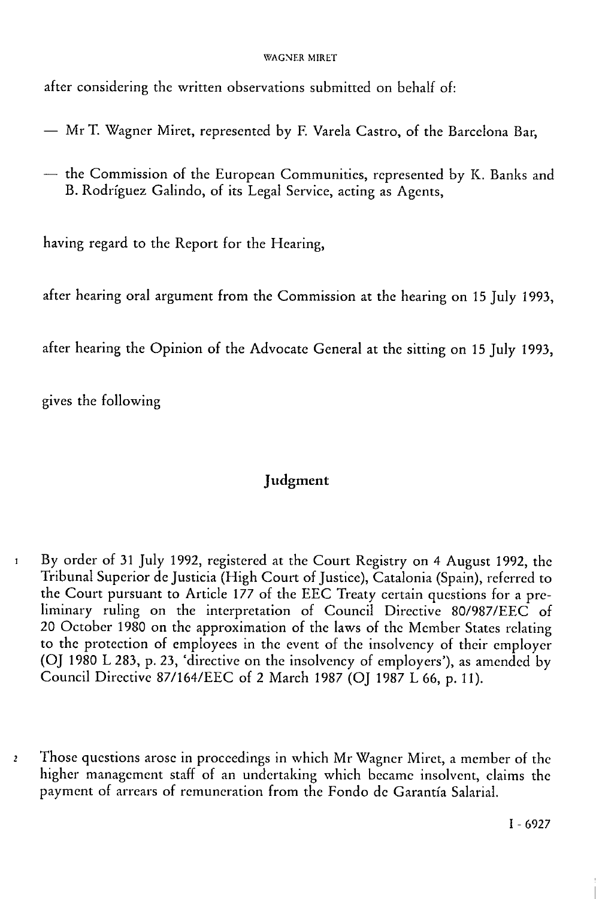after considering the written observations submitted on behalf of:

— Mr T. Wagner Miret, represented by F. Varela Castro, of the Barcelona Bar,

— the Commission of the European Communities, represented by K. Banks and B. Rodríguez Galindo, of its Legal Service, acting as Agents,

having regard to the Report for the Hearing,

after hearing oral argument from the Commission at the hearing on 15 July 1993,

after hearing the Opinion of the Advocate General at the sitting on 15 July 1993,

gives the following

## Judgment

1 By order of 31 July 1992, registered at the Court Registry on 4 August 1992, the Tribunal Superior de Justicia (High Court of Justice), Catalonia (Spain), referred to the Court pursuant to Article 177 of the EEC Treaty certain questions for a preliminary ruling on the interpretation of Council Directive 80/987/EEC of 20 October 1980 on the approximation of the laws of the Member States relating to the protection of employees in the event of the insolvency of their employer (OJ 1980 L 283, p. 23, 'directive on the insolvency of employers'), as amended by Council Directive 87/164/EEC of 2 March 1987 (OJ 1987 L 66, p. 11).

2 Those questions arose in proceedings in which Mr Wagner Miret, a member of the higher management staff of an undertaking which became insolvent, claims the payment of arrears of remuneration from the Fondo de Garantía Salarial.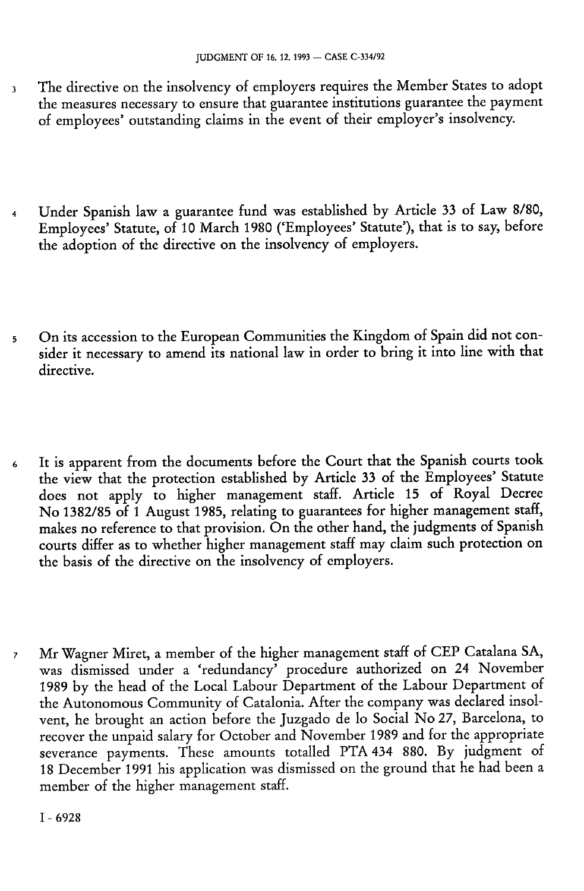3 The directive on the insolvency of employers requires the Member States to adopt the measures necessary to ensure that guarantee institutions guarantee the payment of employees' outstanding claims in the event of their employer's insolvency.

4 Under Spanish law a guarantee fund was established by Article 33 of Law 8/80, Employees' Statute, of 10 March 1980 ('Employees' Statute'), that is to say, before the adoption of the directive on the insolvency of employers.

5 On its accession to the European Communities the Kingdom of Spain did not consider it necessary to amend its national law in order to bring it into line with that directive.

6 It is apparent from the documents before the Court that the Spanish courts took the view that the protection established by Article 33 of the Employees' Statute does not apply to higher management staff. Article 15 of Royal Decree No 1382/85 of 1 August 1985, relating to guarantees for higher management staff, makes no reference to that provision. On the other hand, the judgments of Spanish courts differ as to whether higher management staff may claim such protection on the basis of the directive on the insolvency of employers.

7 Mr Wagner Miret, a member of the higher management staff of CEP Catalana SA, was dismissed under a 'redundancy' procedure authorized on 24 November 1989 by the head of the Local Labour Department of the Labour Department of the Autonomous Community of Catalonia. After the company was declared insolvent, he brought an action before the Juzgado de lo Social No 27, Barcelona, to recover the unpaid salary for October and November 1989 and for the appropriate severance payments. These amounts totalled PTA 434 880. By judgment of 18 December 1991 his application was dismissed on the ground that he had been a member of the higher management staff.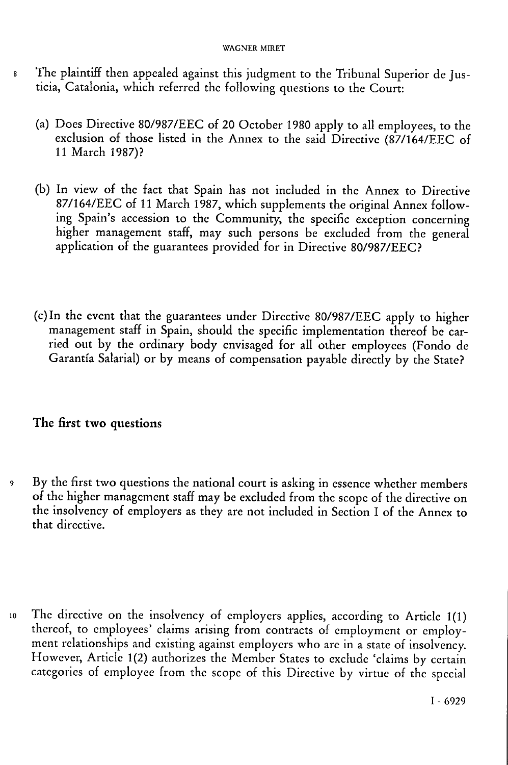8 The plaintiff then appealed against this judgment to the Tribunal Superior de Justicia, Catalonia, which referred the following questions to the Court:

(a) Does Directive 80/987/EEC of 20 October 1980 apply to all employees, to the exclusion of those listed in the Annex to the said Directive (87/164/EEC of 11 March 1987)?

(b) In view of the fact that Spain has not included in the Annex to Directive 87/164/EEC of 11 March 1987, which supplements the original Annex following Spain's accession to the Community, the specific exception concerning higher management staff, may such persons be excluded from the general application of the guarantees provided for in Directive 80/987/EEC?

(c) In the event that the guarantees under Directive 80/987/EEC apply to higher management staff in Spain, should the specific implementation thereof be carried out by the ordinary body envisaged for all other employees (Fondo de Garantía Salarial) or by means of compensation payable directly by the State?

## The first two questions

9 By the first two questions the national court is asking in essence whether members of the higher management staff may be excluded from the scope of the directive on the insolvency of employers as they are not included in Section I of the Annex to that directive.

10 The directive on the insolvency of employers applies, according to Article 1(1) thereof, to employees' claims arising from contracts of employment or employment relationships and existing against employers who are in a state of insolvency. However, Article 1(2) authorizes the Member States to exclude 'claims by certain categories of employee from the scope of this Directive by virtue of the special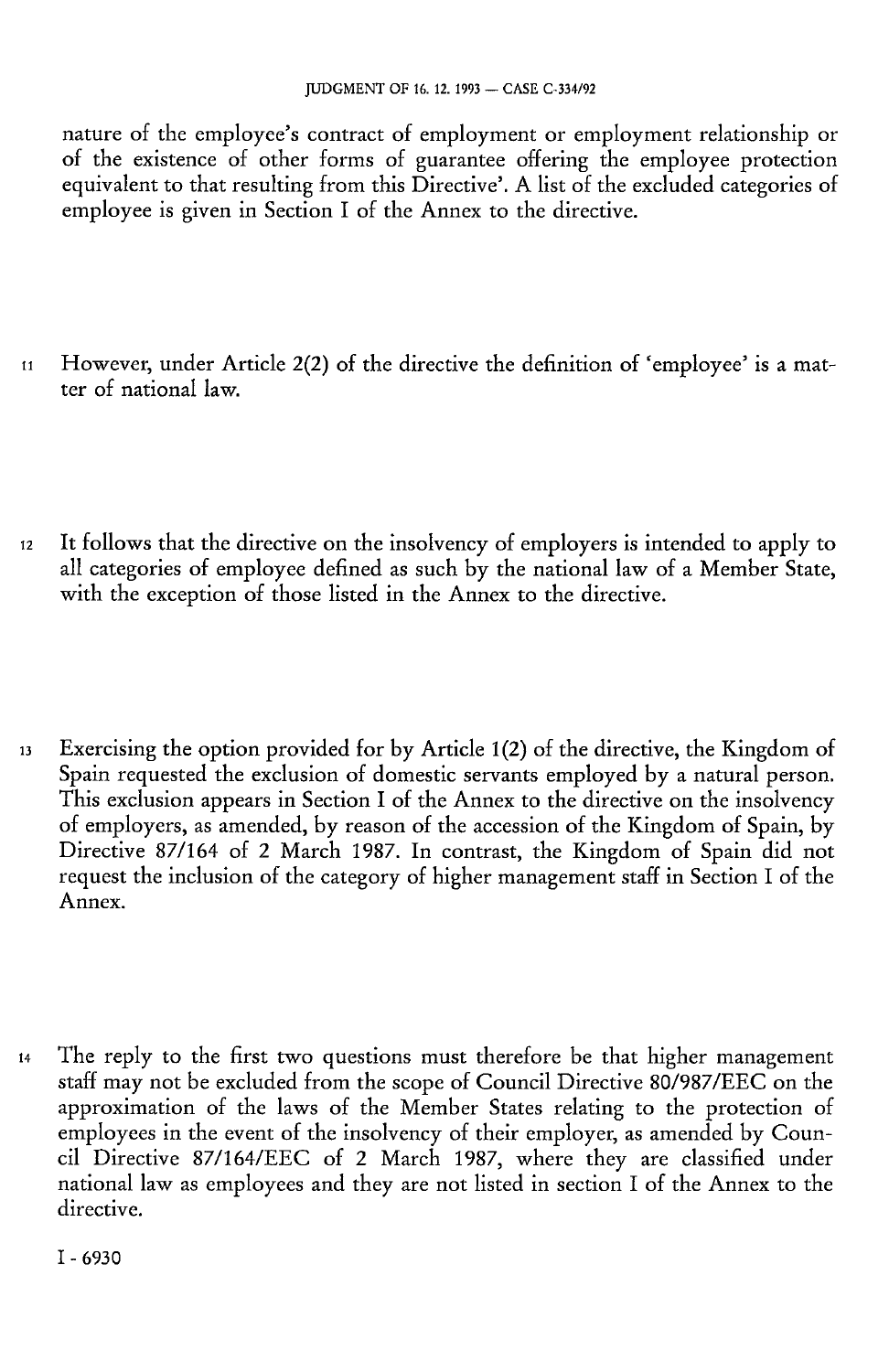nature of the employee's contract of employment or employment relationship or of the existence of other forms of guarantee offering the employee protection equivalent to that resulting from this Directive'. A list of the excluded categories of employee is given in Section I of the Annex to the directive.

11 However, under Article 2(2) of the directive the definition of 'employee' is a matter of national law.

12 It follows that the directive on the insolvency of employers is intended to apply to all categories of employee defined as such by the national law of a Member State, with the exception of those listed in the Annex to the directive.

13 Exercising the option provided for by Article 1(2) of the directive, the Kingdom of Spain requested the exclusion of domestic servants employed by a natural person. This exclusion appears in Section I of the Annex to the directive on the insolvency of employers, as amended, by reason of the accession of the Kingdom of Spain, by Directive 87/164 of 2 March 1987. In contrast, the Kingdom of Spain did not request the inclusion of the category of higher management staff in Section I of the Annex.

14 The reply to the first two questions must therefore be that higher management staff may not be excluded from the scope of Council Directive 80/987/EEC on the approximation of the laws of the Member States relating to the protection of employees in the event of the insolvency of their employer, as amended by Council Directive 87/164/EEC of 2 March 1987, where they are classified under national law as employees and they are not listed in section I of the Annex to the directive.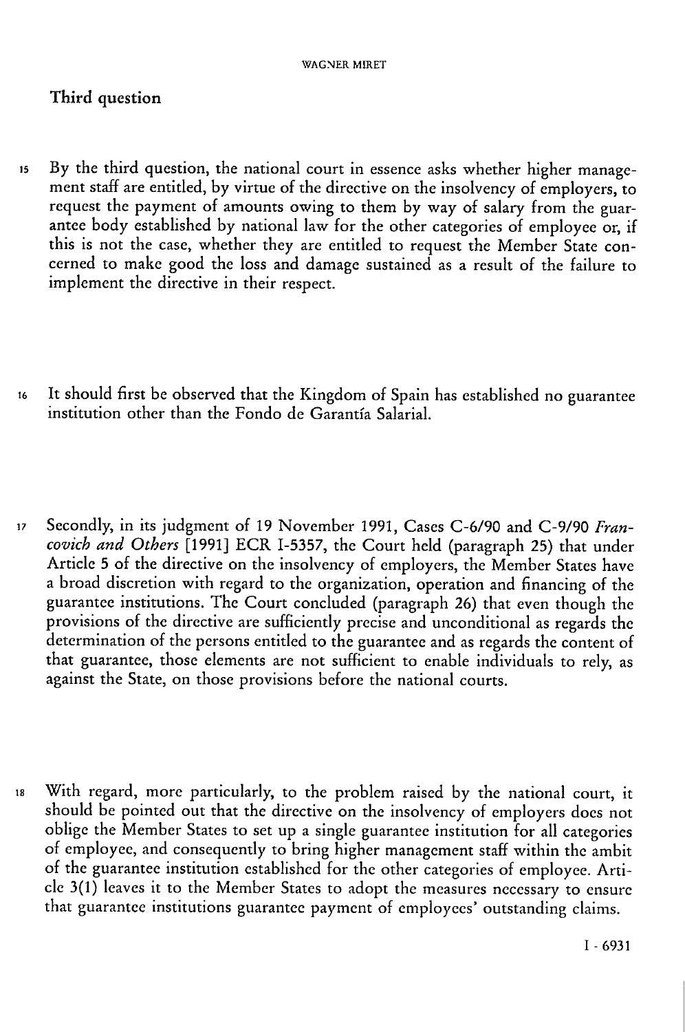## Third question

15 By the third question, the national court in essence asks whether higher management staff are entitled, by virtue of the directive on the insolvency of employers, to request the payment of amounts owing to them by way of salary from the guarantee body established by national law for the other categories of employee or, if this is not the case, whether they are entitled to request the Member State concerned to make good the loss and damage sustained as a result of the failure to implement the directive in their respect.

16 It should first be observed that the Kingdom of Spain has established no guarantee institution other than the Fondo de Garantía Salarial.

17 Secondly, in its judgment of 19 November 1991, Cases C-6/90 and C-9/90 *Francovich and Others* [1991] ECR I-5357, the Court held (paragraph 25) that under Article 5 of the directive on the insolvency of employers, the Member States have a broad discretion with regard to the organization, operation and financing of the guarantee institutions. The Court concluded (paragraph 26) that even though the provisions of the directive are sufficiently precise and unconditional as regards the determination of the persons entitled to the guarantee and as regards the content of that guarantee, those elements are not sufficient to enable individuals to rely, as against the State, on those provisions before the national courts.

18 With regard, more particularly, to the problem raised by the national court, it should be pointed out that the directive on the insolvency of employers does not oblige the Member States to set up a single guarantee institution for all categories of employee, and consequently to bring higher management staff within the ambit of the guarantee institution established for the other categories of employee. Article 3(1) leaves it to the Member States to adopt the measures necessary to ensure that guarantee institutions guarantee payment of employees' outstanding claims.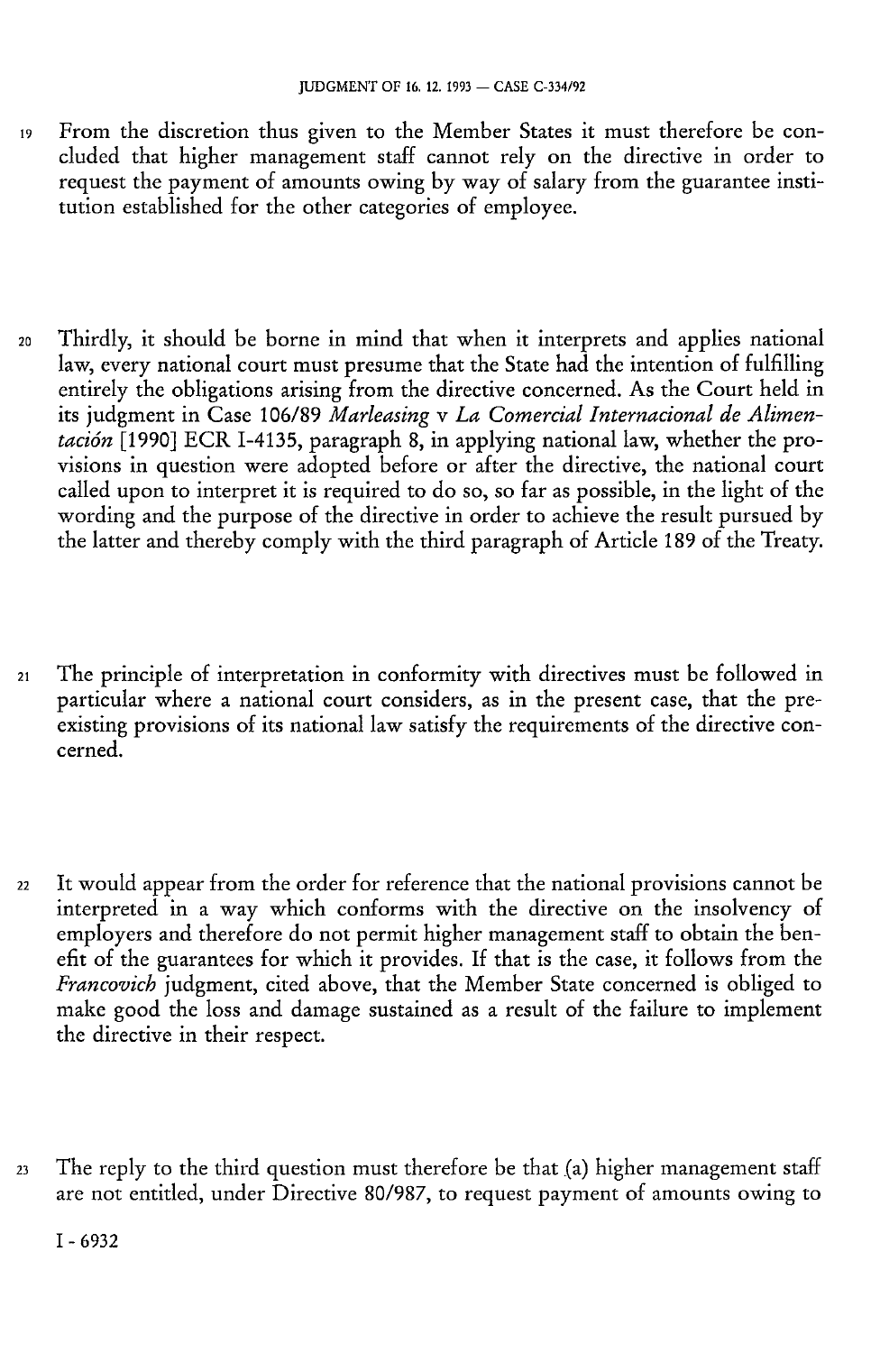19 From the discretion thus given to the Member States it must therefore be concluded that higher management staff cannot rely on the directive in order to request the payment of amounts owing by way of salary from the guarantee institution established for the other categories of employee.

20 Thirdly, it should be borne in mind that when it interprets and applies national law, every national court must presume that the State had the intention of fulfilling entirely the obligations arising from the directive concerned. As the Court held in its judgment in Case 106/89 *Marleasing* v *La Comercial Internacional de Alimentación* [1990] ECR I-4135, paragraph 8, in applying national law, whether the provisions in question were adopted before or after the directive, the national court called upon to interpret it is required to do so, so far as possible, in the light of the wording and the purpose of the directive in order to achieve the result pursued by the latter and thereby comply with the third paragraph of Article 189 of the Treaty.

21 The principle of interpretation in conformity with directives must be followed in particular where a national court considers, as in the present case, that the pre-existing provisions of its national law satisfy the requirements of the directive concerned.

22 It would appear from the order for reference that the national provisions cannot be interpreted in a way which conforms with the directive on the insolvency of employers and therefore do not permit higher management staff to obtain the benefit of the guarantees for which it provides. If that is the case, it follows from the *Francovich* judgment, cited above, that the Member State concerned is obliged to make good the loss and damage sustained as a result of the failure to implement the directive in their respect.

23 The reply to the third question must therefore be that (a) higher management staff are not entitled, under Directive 80/987, to request payment of amounts owing to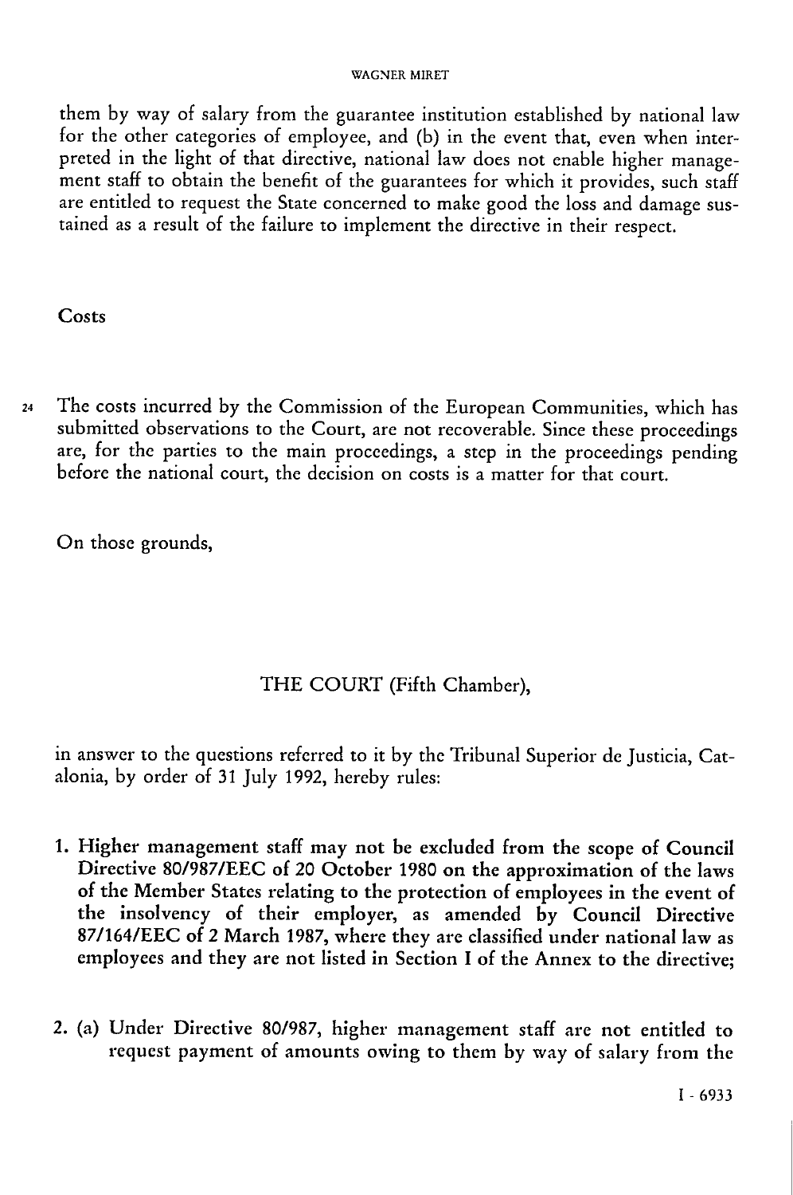them by way of salary from the guarantee institution established by national law for the other categories of employee, and (b) in the event that, even when interpreted in the light of that directive, national law does not enable higher management staff to obtain the benefit of the guarantees for which it provides, such staff are entitled to request the State concerned to make good the loss and damage sustained as a result of the failure to implement the directive in their respect.

## Costs

24 The costs incurred by the Commission of the European Communities, which has submitted observations to the Court, are not recoverable. Since these proceedings are, for the parties to the main proceedings, a step in the proceedings pending before the national court, the decision on costs is a matter for that court.

On those grounds,

THE COURT (Fifth Chamber),

in answer to the questions referred to it by the Tribunal Superior de Justicia, Catalonia, by order of 31 July 1992, hereby rules:

**1. Higher management staff may not be excluded from the scope of Council Directive 80/987/EEC of 20 October 1980 on the approximation of the laws of the Member States relating to the protection of employees in the event of the insolvency of their employer, as amended by Council Directive 87/164/EEC of 2 March 1987, where they are classified under national law as employees and they are not listed in Section I of the Annex to the directive;**

**2. (a) Under Directive 80/987, higher management staff are not entitled to request payment of amounts owing to them by way of salary from the**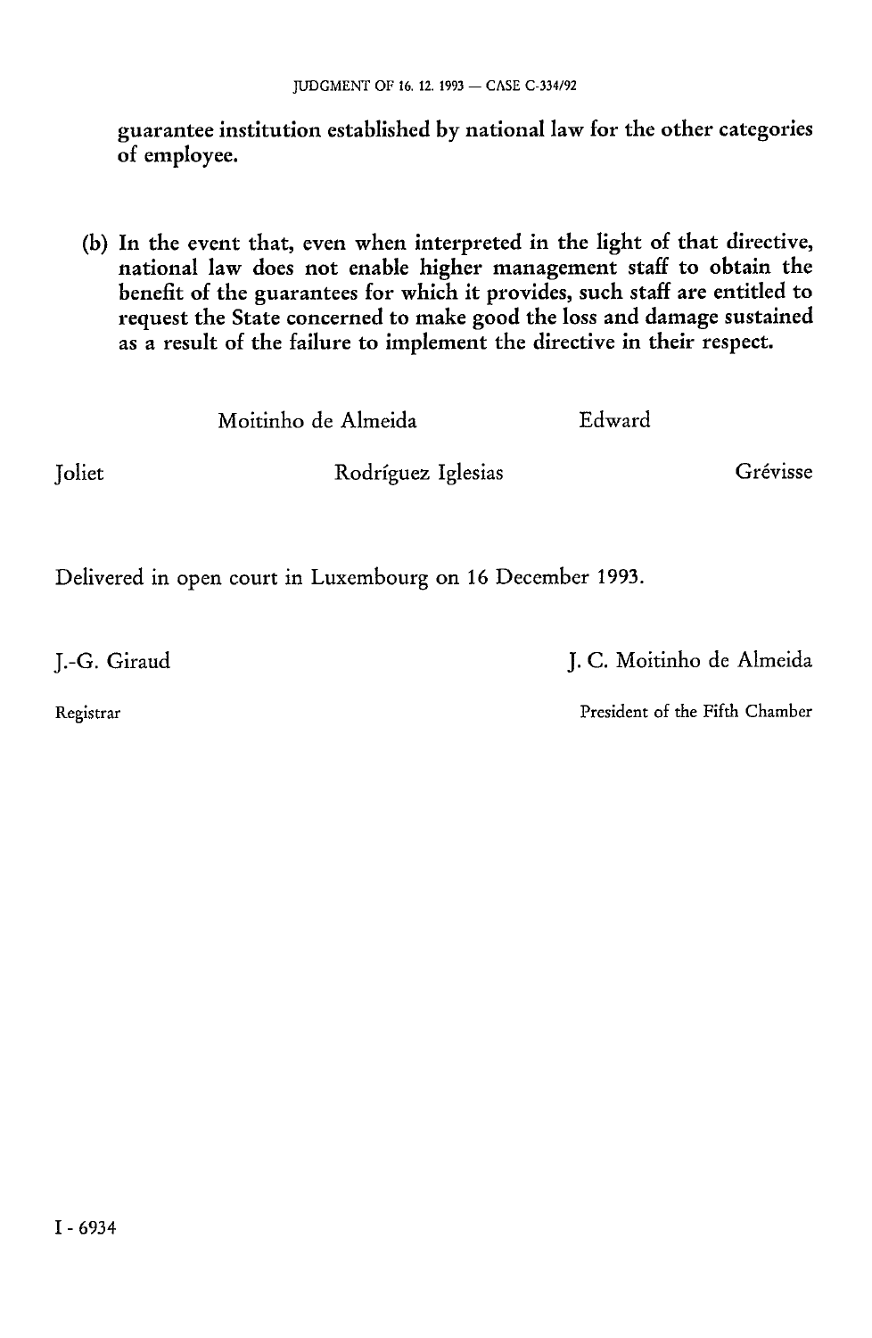**guarantee institution established by national law for the other categories of employee.**

**(b) In the event that, even when interpreted in the light of that directive, national law does not enable higher management staff to obtain the benefit of the guarantees for which it provides, such staff are entitled to request the State concerned to make good the loss and damage sustained as a result of the failure to implement the directive in their respect.**

Moitinho de Almeida Edward

Joliet Rodríguez Iglesias Grévisse

Delivered in open court in Luxembourg on 16 December 1993.

J.-G. Giraud
Registrar

J. C. Moitinho de Almeida
President of the Fifth Chamber